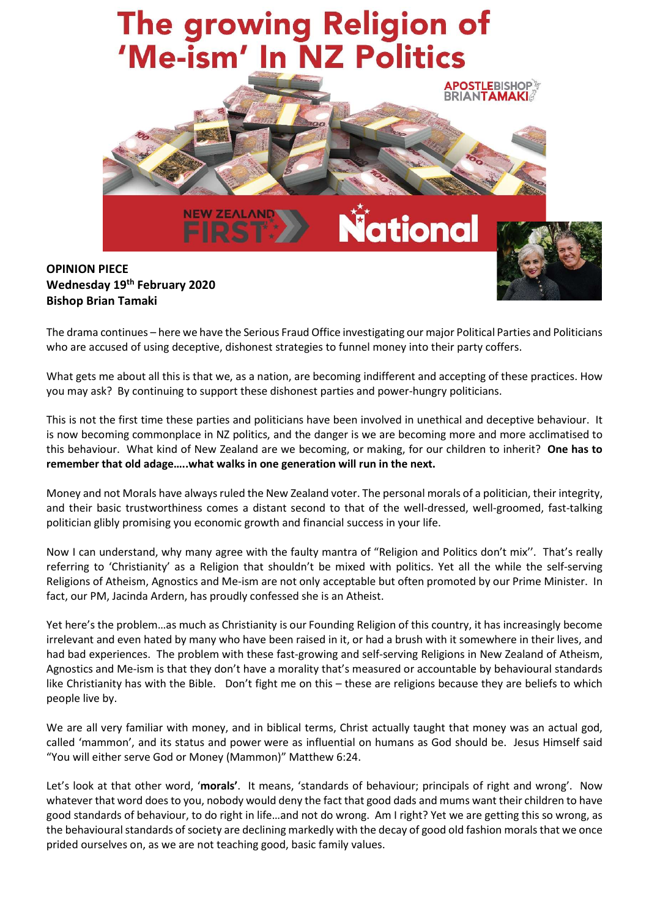# The growing Religion of 'Me-ism' In NZ Politics

**OPINION PIECE**
**Wednesday 19th February 2020**
**Bishop Brian Tamaki**

The drama continues – here we have the Serious Fraud Office investigating our major Political Parties and Politicians who are accused of using deceptive, dishonest strategies to funnel money into their party coffers.

What gets me about all this is that we, as a nation, are becoming indifferent and accepting of these practices. How you may ask? By continuing to support these dishonest parties and power-hungry politicians.

This is not the first time these parties and politicians have been involved in unethical and deceptive behaviour. It is now becoming commonplace in NZ politics, and the danger is we are becoming more and more acclimatised to this behaviour. What kind of New Zealand are we becoming, or making, for our children to inherit? **One has to remember that old adage…..what walks in one generation will run in the next.**

Money and not Morals have always ruled the New Zealand voter. The personal morals of a politician, their integrity, and their basic trustworthiness comes a distant second to that of the well-dressed, well-groomed, fast-talking politician glibly promising you economic growth and financial success in your life.

Now I can understand, why many agree with the faulty mantra of "Religion and Politics don't mix''. That's really referring to 'Christianity' as a Religion that shouldn't be mixed with politics. Yet all the while the self-serving Religions of Atheism, Agnostics and Me-ism are not only acceptable but often promoted by our Prime Minister. In fact, our PM, Jacinda Ardern, has proudly confessed she is an Atheist.

Yet here's the problem…as much as Christianity is our Founding Religion of this country, it has increasingly become irrelevant and even hated by many who have been raised in it, or had a brush with it somewhere in their lives, and had bad experiences. The problem with these fast-growing and self-serving Religions in New Zealand of Atheism, Agnostics and Me-ism is that they don't have a morality that's measured or accountable by behavioural standards like Christianity has with the Bible. Don't fight me on this – these are religions because they are beliefs to which people live by.

We are all very familiar with money, and in biblical terms, Christ actually taught that money was an actual god, called 'mammon', and its status and power were as influential on humans as God should be. Jesus Himself said "You will either serve God or Money (Mammon)" Matthew 6:24.

Let's look at that other word, '**morals'**. It means, 'standards of behaviour; principals of right and wrong'. Now whatever that word does to you, nobody would deny the fact that good dads and mums want their children to have good standards of behaviour, to do right in life…and not do wrong. Am I right? Yet we are getting this so wrong, as the behavioural standards of society are declining markedly with the decay of good old fashion morals that we once prided ourselves on, as we are not teaching good, basic family values.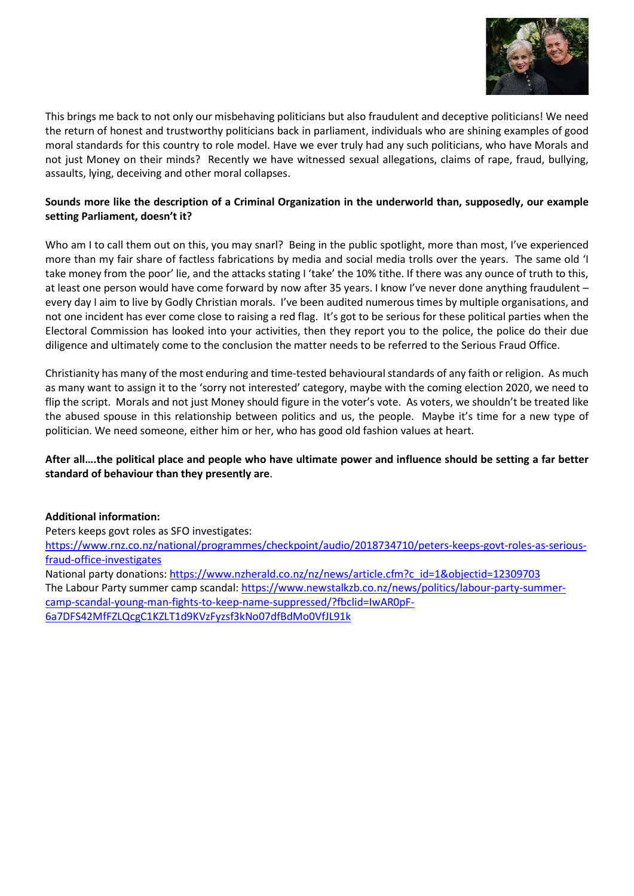This brings me back to not only our misbehaving politicians but also fraudulent and deceptive politicians! We need the return of honest and trustworthy politicians back in parliament, individuals who are shining examples of good moral standards for this country to role model. Have we ever truly had any such politicians, who have Morals and not just Money on their minds? Recently we have witnessed sexual allegations, claims of rape, fraud, bullying, assaults, lying, deceiving and other moral collapses.

**Sounds more like the description of a Criminal Organization in the underworld than, supposedly, our example setting Parliament, doesn't it?**

Who am I to call them out on this, you may snarl? Being in the public spotlight, more than most, I've experienced more than my fair share of factless fabrications by media and social media trolls over the years. The same old 'I take money from the poor' lie, and the attacks stating I 'take' the 10% tithe. If there was any ounce of truth to this, at least one person would have come forward by now after 35 years. I know I've never done anything fraudulent – every day I aim to live by Godly Christian morals. I've been audited numerous times by multiple organisations, and not one incident has ever come close to raising a red flag. It's got to be serious for these political parties when the Electoral Commission has looked into your activities, then they report you to the police, the police do their due diligence and ultimately come to the conclusion the matter needs to be referred to the Serious Fraud Office.

Christianity has many of the most enduring and time-tested behavioural standards of any faith or religion. As much as many want to assign it to the 'sorry not interested' category, maybe with the coming election 2020, we need to flip the script. Morals and not just Money should figure in the voter's vote. As voters, we shouldn't be treated like the abused spouse in this relationship between politics and us, the people. Maybe it's time for a new type of politician. We need someone, either him or her, who has good old fashion values at heart.

**After all….the political place and people who have ultimate power and influence should be setting a far better standard of behaviour than they presently are**.

**Additional information:**

Peters keeps govt roles as SFO investigates: [https://www.rnz.co.nz/national/programmes/checkpoint/audio/2018734710/peters-keeps-govt-roles-as-serious-fraud-office-investigates](https://www.rnz.co.nz/national/programmes/checkpoint/audio/2018734710/peters-keeps-govt-roles-as-serious-fraud-office-investigates)

National party donations: [https://www.nzherald.co.nz/nz/news/article.cfm?c_id=1&objectid=12309703](https://www.nzherald.co.nz/nz/news/article.cfm?c_id=1&objectid=12309703)

The Labour Party summer camp scandal: [https://www.newstalkzb.co.nz/news/politics/labour-party-summer-camp-scandal-young-man-fights-to-keep-name-suppressed/?fbclid=IwAR0pF-6a7DFS42MfFZLQcgC1KZLT1d9KVzFyzsf3kNo07dfBdMo0VfJL91k](https://www.newstalkzb.co.nz/news/politics/labour-party-summer-camp-scandal-young-man-fights-to-keep-name-suppressed/?fbclid=IwAR0pF-6a7DFS42MfFZLQcgC1KZLT1d9KVzFyzsf3kNo07dfBdMo0VfJL91k)